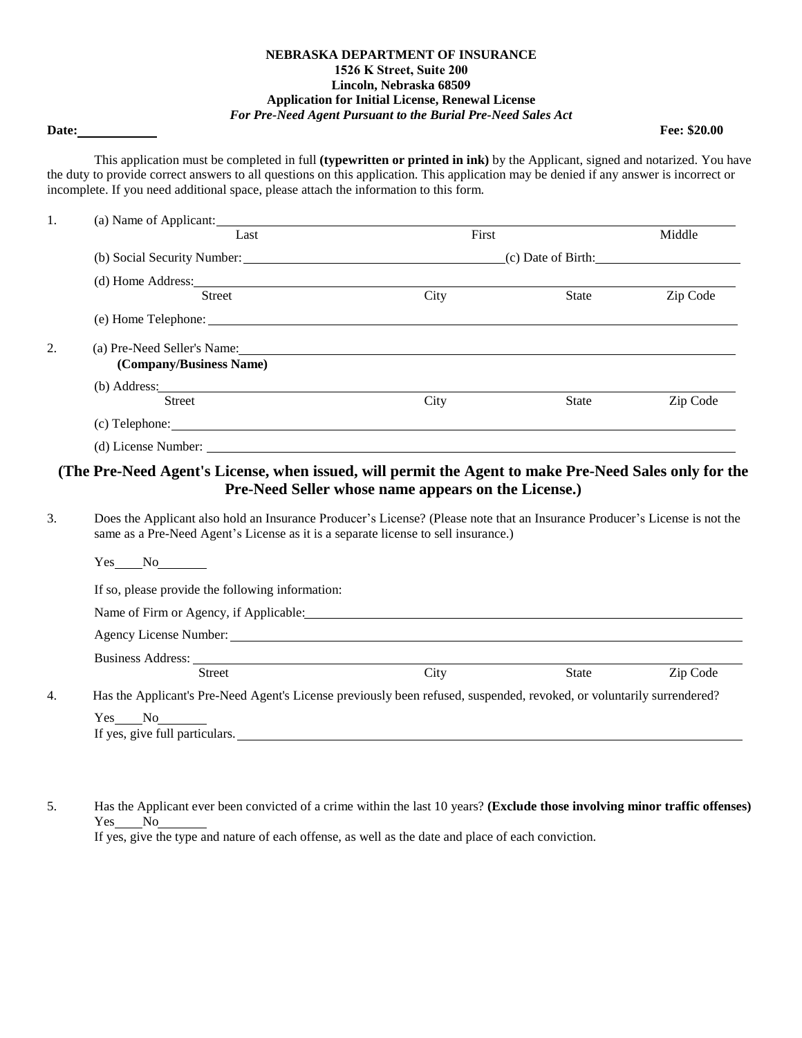**NEBRASKA DEPARTMENT OF INSURANCE**
**1526 K Street, Suite 200**
**Lincoln, Nebraska 68509**
**Application for Initial License, Renewal License**
***For Pre-Need Agent Pursuant to the Burial Pre-Need Sales Act***

**Date:**\_\_\_\_\_\_\_\_\_\_\_\_ **Fee: $20.00**

This application must be completed in full **(typewritten or printed in ink)** by the Applicant, signed and notarized. You have the duty to provide correct answers to all questions on this application. This application may be denied if any answer is incorrect or incomplete. If you need additional space, please attach the information to this form.

1. (a) Name of Applicant: \_\_\_\_\_\_\_\_\_\_\_\_\_\_\_\_\_\_\_\_\_\_\_\_\_\_\_\_\_\_\_\_\_\_\_\_\_\_\_\_
   Last First Middle

   (b) Social Security Number: \_\_\_\_\_\_\_\_\_\_\_\_\_\_\_\_\_\_\_\_ (c) Date of Birth: \_\_\_\_\_\_\_\_\_\_\_\_

   (d) Home Address: \_\_\_\_\_\_\_\_\_\_\_\_\_\_\_\_\_\_\_\_\_\_\_\_\_\_\_\_\_\_\_\_\_\_\_\_\_\_\_\_
   Street City State Zip Code

   (e) Home Telephone: \_\_\_\_\_\_\_\_\_\_\_\_\_\_\_\_\_\_\_\_\_\_\_\_\_\_\_\_\_\_\_\_\_\_\_\_\_\_\_\_

2. (a) Pre-Need Seller's Name: \_\_\_\_\_\_\_\_\_\_\_\_\_\_\_\_\_\_\_\_\_\_\_\_\_\_\_\_\_\_\_\_\_\_\_\_\_\_\_\_
   **(Company/Business Name)**

   (b) Address: \_\_\_\_\_\_\_\_\_\_\_\_\_\_\_\_\_\_\_\_\_\_\_\_\_\_\_\_\_\_\_\_\_\_\_\_\_\_\_\_
   Street City State Zip Code

   (c) Telephone: \_\_\_\_\_\_\_\_\_\_\_\_\_\_\_\_\_\_\_\_\_\_\_\_\_\_\_\_\_\_\_\_\_\_\_\_\_\_\_\_

   (d) License Number: \_\_\_\_\_\_\_\_\_\_\_\_\_\_\_\_\_\_\_\_\_\_\_\_\_\_\_\_\_\_\_\_\_\_\_\_\_\_\_\_

**(The Pre-Need Agent's License, when issued, will permit the Agent to make Pre-Need Sales only for the Pre-Need Seller whose name appears on the License.)**

3. Does the Applicant also hold an Insurance Producer's License? (Please note that an Insurance Producer's License is not the same as a Pre-Need Agent's License as it is a separate license to sell insurance.)

   Yes\_\_\_\_No\_\_\_\_\_\_\_

   If so, please provide the following information:

   Name of Firm or Agency, if Applicable: \_\_\_\_\_\_\_\_\_\_\_\_\_\_\_\_\_\_\_\_\_\_\_\_\_\_\_\_\_\_\_\_\_\_\_\_\_\_\_\_

   Agency License Number: \_\_\_\_\_\_\_\_\_\_\_\_\_\_\_\_\_\_\_\_\_\_\_\_\_\_\_\_\_\_\_\_\_\_\_\_\_\_\_\_

   Business Address: \_\_\_\_\_\_\_\_\_\_\_\_\_\_\_\_\_\_\_\_\_\_\_\_\_\_\_\_\_\_\_\_\_\_\_\_\_\_\_\_
   Street City State Zip Code

4. Has the Applicant's Pre-Need Agent's License previously been refused, suspended, revoked, or voluntarily surrendered?

   Yes\_\_\_\_No\_\_\_\_\_\_\_
   If yes, give full particulars. \_\_\_\_\_\_\_\_\_\_\_\_\_\_\_\_\_\_\_\_\_\_\_\_\_\_\_\_\_\_\_\_\_\_\_\_\_\_\_\_

5. Has the Applicant ever been convicted of a crime within the last 10 years? **(Exclude those involving minor traffic offenses)**
   Yes\_\_\_\_No\_\_\_\_\_\_\_
   If yes, give the type and nature of each offense, as well as the date and place of each conviction.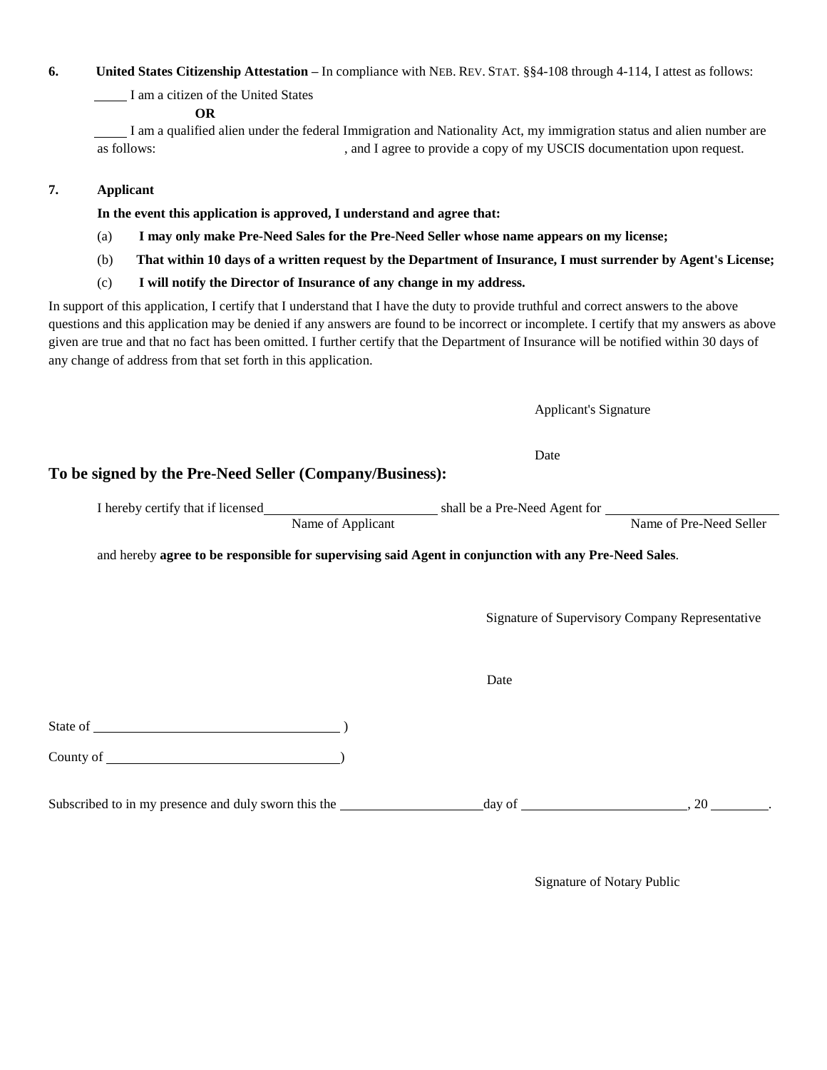**6. United States Citizenship Attestation –** In compliance with NEB. REV. STAT. §§4-108 through 4-114, I attest as follows:

_____ I am a citizen of the United States

**OR**

_____ I am a qualified alien under the federal Immigration and Nationality Act, my immigration status and alien number are as follows: ______________________, and I agree to provide a copy of my USCIS documentation upon request.

**7. Applicant**

**In the event this application is approved, I understand and agree that:**

(a) **I may only make Pre-Need Sales for the Pre-Need Seller whose name appears on my license;**

(b) **That within 10 days of a written request by the Department of Insurance, I must surrender by Agent's License;**

(c) **I will notify the Director of Insurance of any change in my address.**

In support of this application, I certify that I understand that I have the duty to provide truthful and correct answers to the above questions and this application may be denied if any answers are found to be incorrect or incomplete. I certify that my answers as above given are true and that no fact has been omitted. I further certify that the Department of Insurance will be notified within 30 days of any change of address from that set forth in this application.

Applicant's Signature

Date

## To be signed by the Pre-Need Seller (Company/Business):

I hereby certify that if licensed ________________________ shall be a Pre-Need Agent for ________________________
Name of Applicant — Name of Pre-Need Seller

and hereby **agree to be responsible for supervising said Agent in conjunction with any Pre-Need Sales**.

Signature of Supervisory Company Representative

Date

State of ________________________ )

County of ________________________ )

Subscribed to in my presence and duly sworn this the ________________ day of ____________________, 20 ________.

Signature of Notary Public